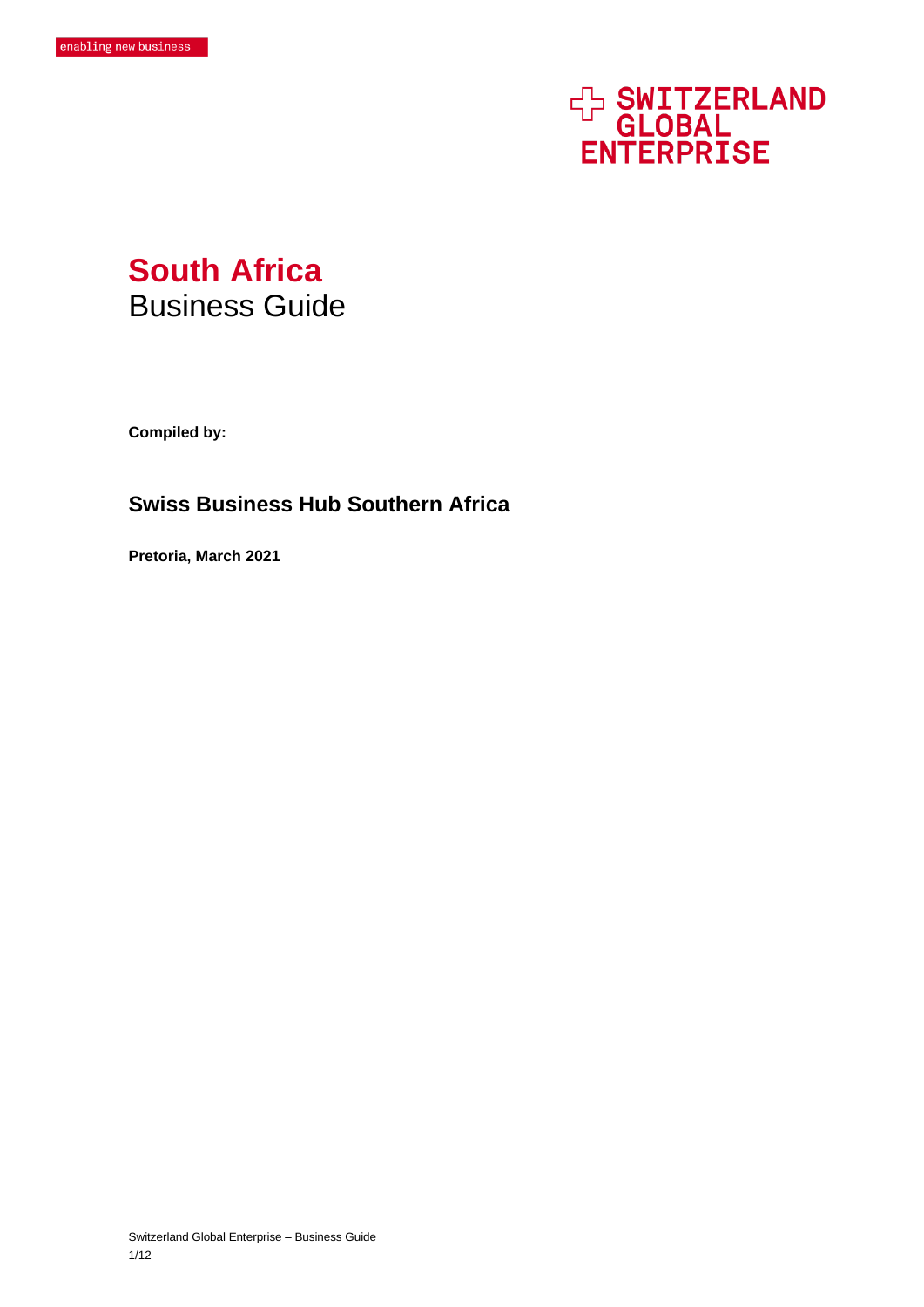enabling new business

SWITZERLAND GLOBAL ENTERPRISE

# South Africa
## Business Guide

**Compiled by:**

### Swiss Business Hub Southern Africa

**Pretoria, March 2021**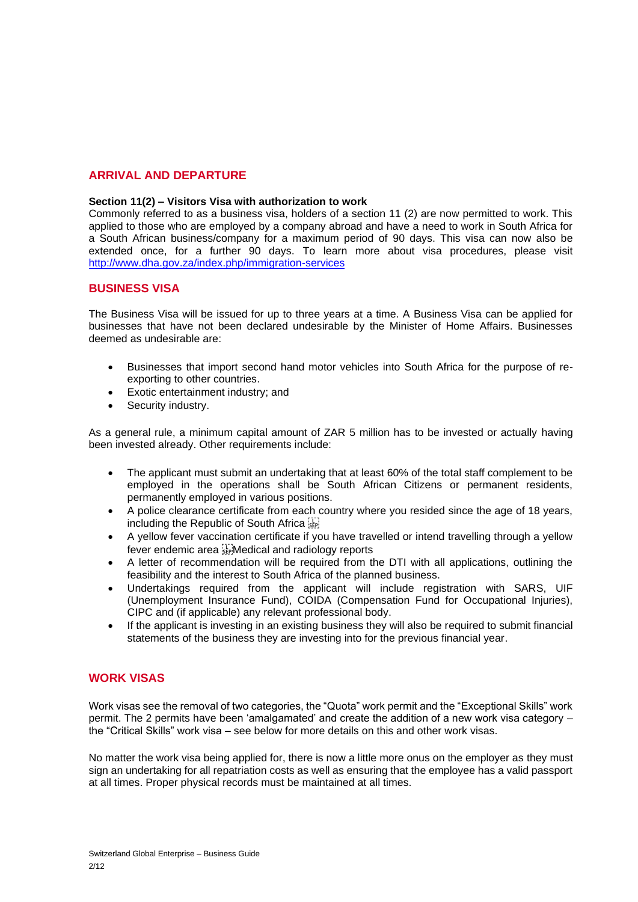## ARRIVAL AND DEPARTURE

**Section 11(2) – Visitors Visa with authorization to work**

Commonly referred to as a business visa, holders of a section 11 (2) are now permitted to work. This applied to those who are employed by a company abroad and have a need to work in South Africa for a South African business/company for a maximum period of 90 days. This visa can now also be extended once, for a further 90 days. To learn more about visa procedures, please visit http://www.dha.gov.za/index.php/immigration-services

## BUSINESS VISA

The Business Visa will be issued for up to three years at a time. A Business Visa can be applied for businesses that have not been declared undesirable by the Minister of Home Affairs. Businesses deemed as undesirable are:

- Businesses that import second hand motor vehicles into South Africa for the purpose of re-exporting to other countries.
- Exotic entertainment industry; and
- Security industry.

As a general rule, a minimum capital amount of ZAR 5 million has to be invested or actually having been invested already. Other requirements include:

- The applicant must submit an undertaking that at least 60% of the total staff complement to be employed in the operations shall be South African Citizens or permanent residents, permanently employed in various positions.
- A police clearance certificate from each country where you resided since the age of 18 years, including the Republic of South Africa
- A yellow fever vaccination certificate if you have travelled or intend travelling through a yellow fever endemic area Medical and radiology reports
- A letter of recommendation will be required from the DTI with all applications, outlining the feasibility and the interest to South Africa of the planned business.
- Undertakings required from the applicant will include registration with SARS, UIF (Unemployment Insurance Fund), COIDA (Compensation Fund for Occupational Injuries), CIPC and (if applicable) any relevant professional body.
- If the applicant is investing in an existing business they will also be required to submit financial statements of the business they are investing into for the previous financial year.

## WORK VISAS

Work visas see the removal of two categories, the "Quota" work permit and the "Exceptional Skills" work permit. The 2 permits have been 'amalgamated' and create the addition of a new work visa category – the "Critical Skills" work visa – see below for more details on this and other work visas.

No matter the work visa being applied for, there is now a little more onus on the employer as they must sign an undertaking for all repatriation costs as well as ensuring that the employee has a valid passport at all times. Proper physical records must be maintained at all times.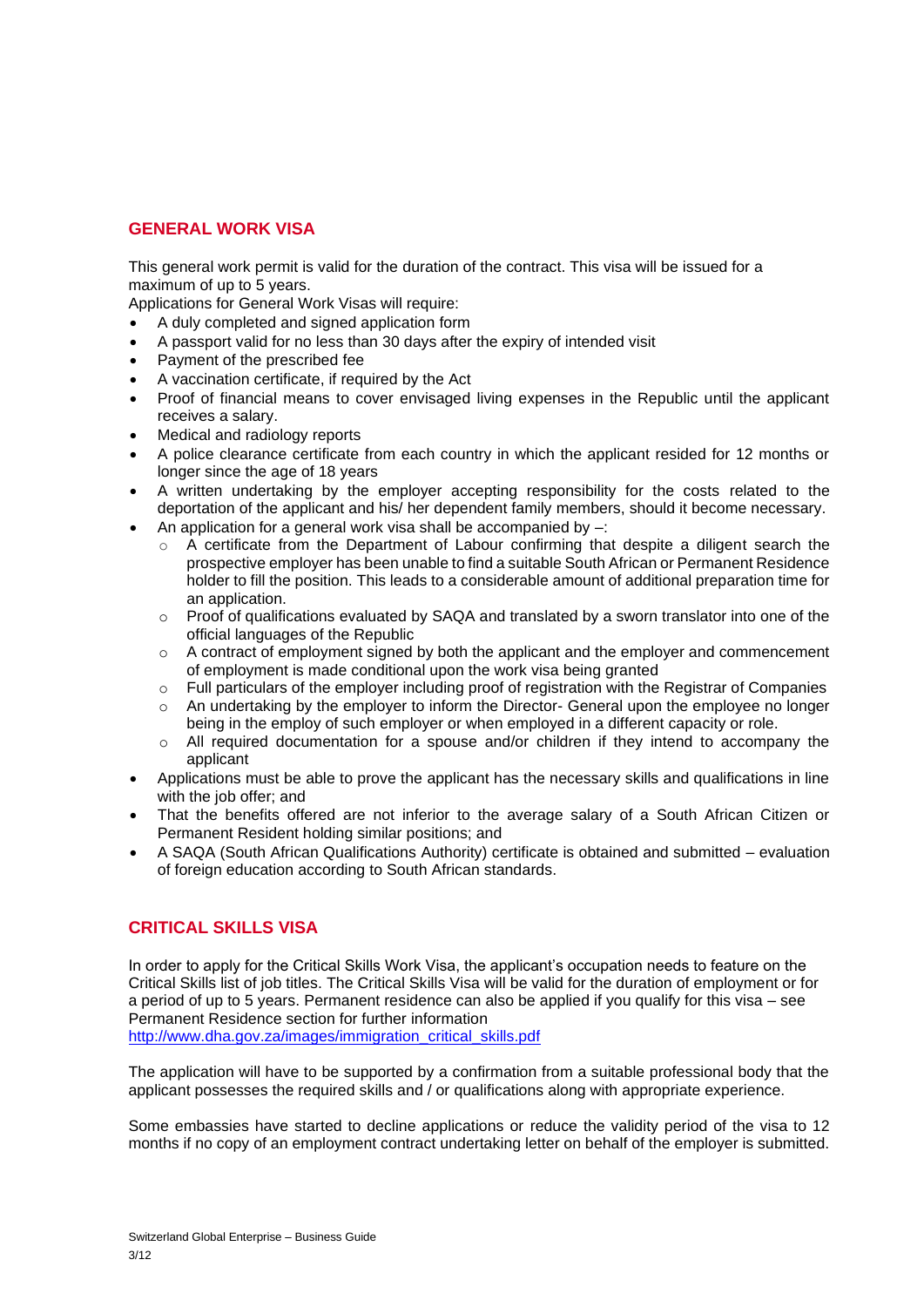## GENERAL WORK VISA

This general work permit is valid for the duration of the contract. This visa will be issued for a maximum of up to 5 years.

Applications for General Work Visas will require:

- A duly completed and signed application form
- A passport valid for no less than 30 days after the expiry of intended visit
- Payment of the prescribed fee
- A vaccination certificate, if required by the Act
- Proof of financial means to cover envisaged living expenses in the Republic until the applicant receives a salary.
- Medical and radiology reports
- A police clearance certificate from each country in which the applicant resided for 12 months or longer since the age of 18 years
- A written undertaking by the employer accepting responsibility for the costs related to the deportation of the applicant and his/ her dependent family members, should it become necessary.
- An application for a general work visa shall be accompanied by –:
  - A certificate from the Department of Labour confirming that despite a diligent search the prospective employer has been unable to find a suitable South African or Permanent Residence holder to fill the position. This leads to a considerable amount of additional preparation time for an application.
  - Proof of qualifications evaluated by SAQA and translated by a sworn translator into one of the official languages of the Republic
  - A contract of employment signed by both the applicant and the employer and commencement of employment is made conditional upon the work visa being granted
  - Full particulars of the employer including proof of registration with the Registrar of Companies
  - An undertaking by the employer to inform the Director- General upon the employee no longer being in the employ of such employer or when employed in a different capacity or role.
  - All required documentation for a spouse and/or children if they intend to accompany the applicant
- Applications must be able to prove the applicant has the necessary skills and qualifications in line with the job offer; and
- That the benefits offered are not inferior to the average salary of a South African Citizen or Permanent Resident holding similar positions; and
- A SAQA (South African Qualifications Authority) certificate is obtained and submitted – evaluation of foreign education according to South African standards.

## CRITICAL SKILLS VISA

In order to apply for the Critical Skills Work Visa, the applicant's occupation needs to feature on the Critical Skills list of job titles. The Critical Skills Visa will be valid for the duration of employment or for a period of up to 5 years. Permanent residence can also be applied if you qualify for this visa – see Permanent Residence section for further information
http://www.dha.gov.za/images/immigration_critical_skills.pdf

The application will have to be supported by a confirmation from a suitable professional body that the applicant possesses the required skills and / or qualifications along with appropriate experience.

Some embassies have started to decline applications or reduce the validity period of the visa to 12 months if no copy of an employment contract undertaking letter on behalf of the employer is submitted.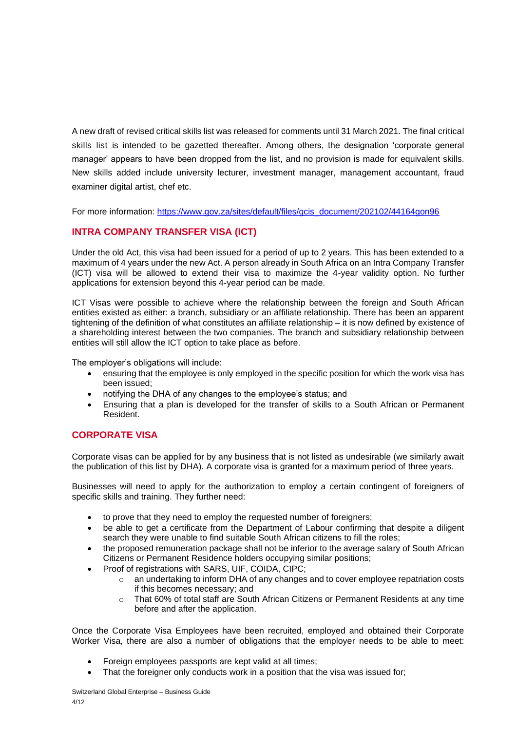A new draft of revised critical skills list was released for comments until 31 March 2021. The final critical skills list is intended to be gazetted thereafter. Among others, the designation 'corporate general manager' appears to have been dropped from the list, and no provision is made for equivalent skills. New skills added include university lecturer, investment manager, management accountant, fraud examiner digital artist, chef etc.

For more information: [https://www.gov.za/sites/default/files/gcis_document/202102/44164gon96](https://www.gov.za/sites/default/files/gcis_document/202102/44164gon96)

## INTRA COMPANY TRANSFER VISA (ICT)

Under the old Act, this visa had been issued for a period of up to 2 years. This has been extended to a maximum of 4 years under the new Act. A person already in South Africa on an Intra Company Transfer (ICT) visa will be allowed to extend their visa to maximize the 4-year validity option. No further applications for extension beyond this 4-year period can be made.

ICT Visas were possible to achieve where the relationship between the foreign and South African entities existed as either: a branch, subsidiary or an affiliate relationship. There has been an apparent tightening of the definition of what constitutes an affiliate relationship – it is now defined by existence of a shareholding interest between the two companies. The branch and subsidiary relationship between entities will still allow the ICT option to take place as before.

The employer's obligations will include:

- ensuring that the employee is only employed in the specific position for which the work visa has been issued;
- notifying the DHA of any changes to the employee's status; and
- Ensuring that a plan is developed for the transfer of skills to a South African or Permanent Resident.

## CORPORATE VISA

Corporate visas can be applied for by any business that is not listed as undesirable (we similarly await the publication of this list by DHA). A corporate visa is granted for a maximum period of three years.

Businesses will need to apply for the authorization to employ a certain contingent of foreigners of specific skills and training. They further need:

- to prove that they need to employ the requested number of foreigners;
- be able to get a certificate from the Department of Labour confirming that despite a diligent search they were unable to find suitable South African citizens to fill the roles;
- the proposed remuneration package shall not be inferior to the average salary of South African Citizens or Permanent Residence holders occupying similar positions;
- Proof of registrations with SARS, UIF, COIDA, CIPC;
  - an undertaking to inform DHA of any changes and to cover employee repatriation costs if this becomes necessary; and
  - That 60% of total staff are South African Citizens or Permanent Residents at any time before and after the application.

Once the Corporate Visa Employees have been recruited, employed and obtained their Corporate Worker Visa, there are also a number of obligations that the employer needs to be able to meet:

- Foreign employees passports are kept valid at all times;
- That the foreigner only conducts work in a position that the visa was issued for;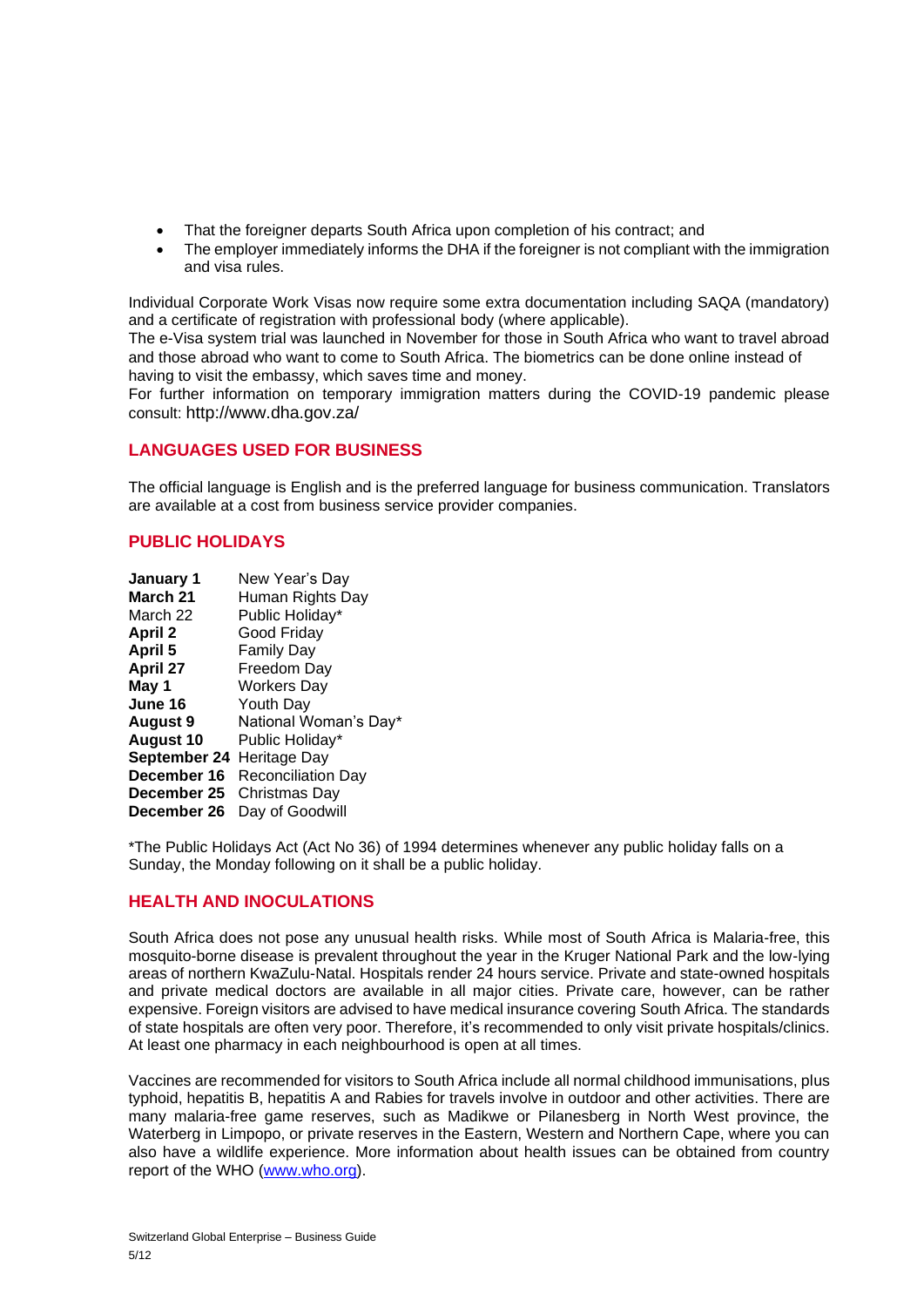- That the foreigner departs South Africa upon completion of his contract; and
- The employer immediately informs the DHA if the foreigner is not compliant with the immigration and visa rules.

Individual Corporate Work Visas now require some extra documentation including SAQA (mandatory) and a certificate of registration with professional body (where applicable).
The e-Visa system trial was launched in November for those in South Africa who want to travel abroad and those abroad who want to come to South Africa. The biometrics can be done online instead of having to visit the embassy, which saves time and money.
For further information on temporary immigration matters during the COVID-19 pandemic please consult: http://www.dha.gov.za/

## LANGUAGES USED FOR BUSINESS

The official language is English and is the preferred language for business communication. Translators are available at a cost from business service provider companies.

## PUBLIC HOLIDAYS

| | |
|---|---|
| **January 1** | New Year's Day |
| **March 21** | Human Rights Day |
| March 22 | Public Holiday* |
| **April 2** | Good Friday |
| **April 5** | Family Day |
| **April 27** | Freedom Day |
| **May 1** | Workers Day |
| **June 16** | Youth Day |
| **August 9** | National Woman's Day* |
| **August 10** | Public Holiday* |
| **September 24** | Heritage Day |
| **December 16** | Reconciliation Day |
| **December 25** | Christmas Day |
| **December 26** | Day of Goodwill |

*The Public Holidays Act (Act No 36) of 1994 determines whenever any public holiday falls on a Sunday, the Monday following on it shall be a public holiday.

## HEALTH AND INOCULATIONS

South Africa does not pose any unusual health risks. While most of South Africa is Malaria-free, this mosquito-borne disease is prevalent throughout the year in the Kruger National Park and the low-lying areas of northern KwaZulu-Natal. Hospitals render 24 hours service. Private and state-owned hospitals and private medical doctors are available in all major cities. Private care, however, can be rather expensive. Foreign visitors are advised to have medical insurance covering South Africa. The standards of state hospitals are often very poor. Therefore, it's recommended to only visit private hospitals/clinics. At least one pharmacy in each neighbourhood is open at all times.

Vaccines are recommended for visitors to South Africa include all normal childhood immunisations, plus typhoid, hepatitis B, hepatitis A and Rabies for travels involve in outdoor and other activities. There are many malaria-free game reserves, such as Madikwe or Pilanesberg in North West province, the Waterberg in Limpopo, or private reserves in the Eastern, Western and Northern Cape, where you can also have a wildlife experience. More information about health issues can be obtained from country report of the WHO (www.who.org).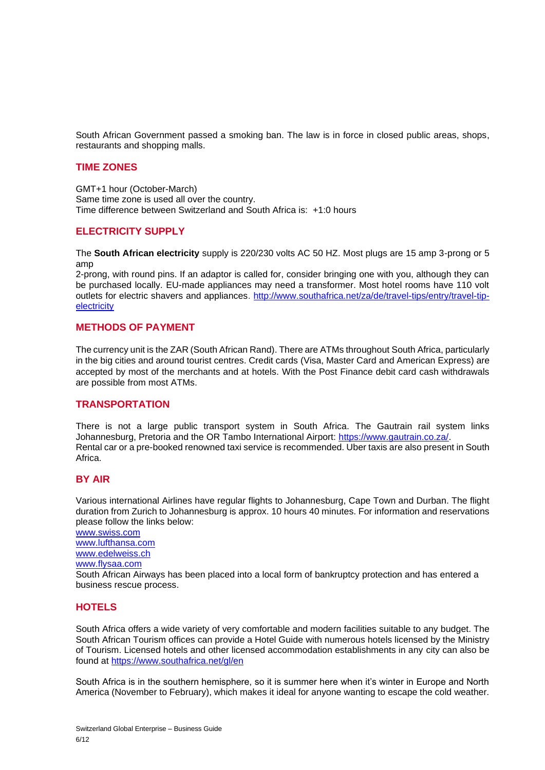South African Government passed a smoking ban. The law is in force in closed public areas, shops, restaurants and shopping malls.

## TIME ZONES

GMT+1 hour (October-March)
Same time zone is used all over the country.
Time difference between Switzerland and South Africa is: +1:0 hours

## ELECTRICITY SUPPLY

The **South African electricity** supply is 220/230 volts AC 50 HZ. Most plugs are 15 amp 3-prong or 5 amp
2-prong, with round pins. If an adaptor is called for, consider bringing one with you, although they can be purchased locally. EU-made appliances may need a transformer. Most hotel rooms have 110 volt outlets for electric shavers and appliances. [http://www.southafrica.net/za/de/travel-tips/entry/travel-tip-electricity](http://www.southafrica.net/za/de/travel-tips/entry/travel-tip-electricity)

## METHODS OF PAYMENT

The currency unit is the ZAR (South African Rand). There are ATMs throughout South Africa, particularly in the big cities and around tourist centres. Credit cards (Visa, Master Card and American Express) are accepted by most of the merchants and at hotels. With the Post Finance debit card cash withdrawals are possible from most ATMs.

## TRANSPORTATION

There is not a large public transport system in South Africa. The Gautrain rail system links Johannesburg, Pretoria and the OR Tambo International Airport: [https://www.gautrain.co.za/](https://www.gautrain.co.za/).
Rental car or a pre-booked renowned taxi service is recommended. Uber taxis are also present in South Africa.

## BY AIR

Various international Airlines have regular flights to Johannesburg, Cape Town and Durban. The flight duration from Zurich to Johannesburg is approx. 10 hours 40 minutes. For information and reservations please follow the links below:
[www.swiss.com](http://www.swiss.com)
[www.lufthansa.com](http://www.lufthansa.com)
[www.edelweiss.ch](http://www.edelweiss.ch)
[www.flysaa.com](http://www.flysaa.com)
South African Airways has been placed into a local form of bankruptcy protection and has entered a business rescue process.

## HOTELS

South Africa offers a wide variety of very comfortable and modern facilities suitable to any budget. The South African Tourism offices can provide a Hotel Guide with numerous hotels licensed by the Ministry of Tourism. Licensed hotels and other licensed accommodation establishments in any city can also be found at [https://www.southafrica.net/gl/en](https://www.southafrica.net/gl/en)

South Africa is in the southern hemisphere, so it is summer here when it's winter in Europe and North America (November to February), which makes it ideal for anyone wanting to escape the cold weather.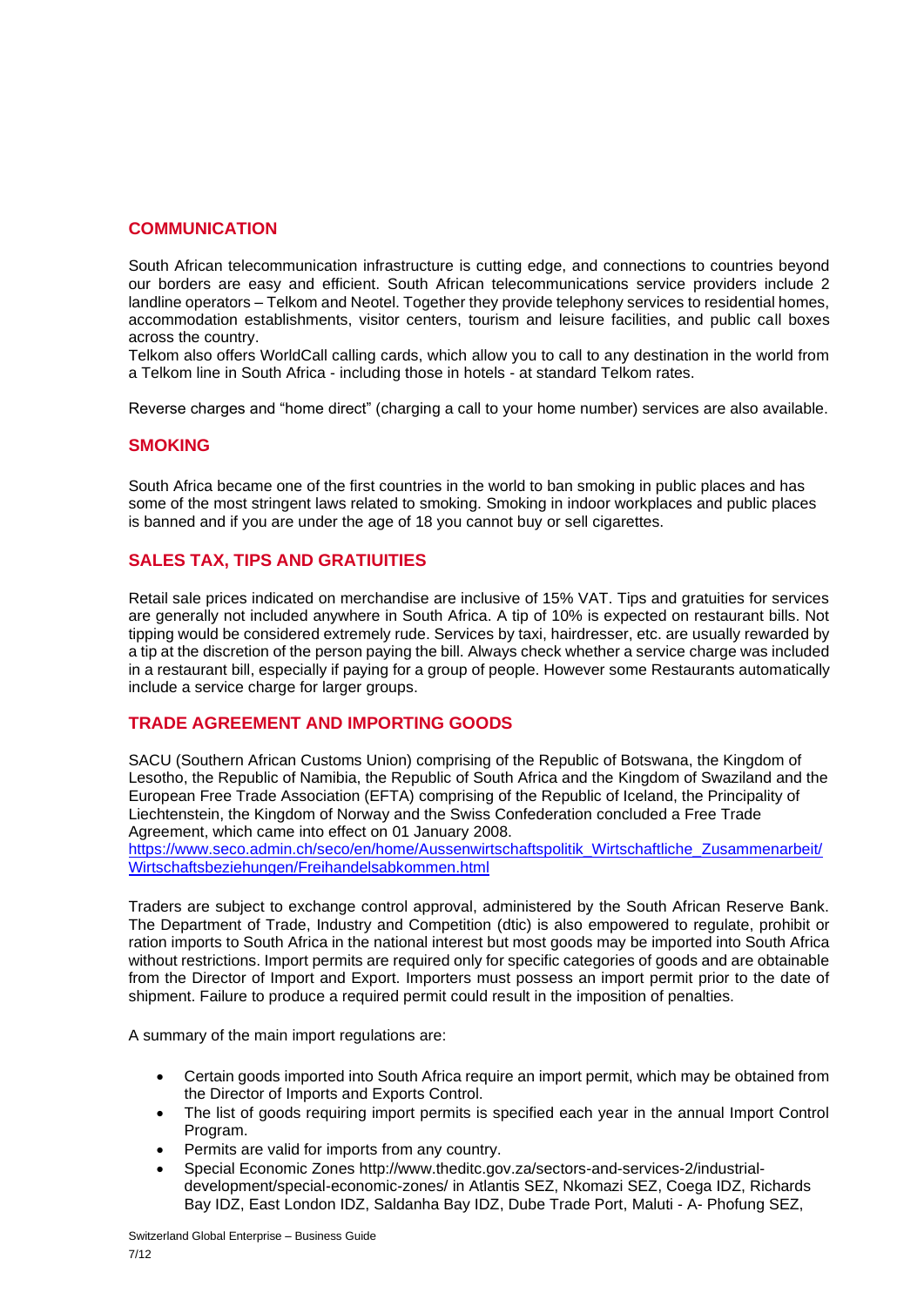## COMMUNICATION

South African telecommunication infrastructure is cutting edge, and connections to countries beyond our borders are easy and efficient. South African telecommunications service providers include 2 landline operators – Telkom and Neotel. Together they provide telephony services to residential homes, accommodation establishments, visitor centers, tourism and leisure facilities, and public call boxes across the country.
Telkom also offers WorldCall calling cards, which allow you to call to any destination in the world from a Telkom line in South Africa - including those in hotels - at standard Telkom rates.

Reverse charges and "home direct" (charging a call to your home number) services are also available.

## SMOKING

South Africa became one of the first countries in the world to ban smoking in public places and has some of the most stringent laws related to smoking. Smoking in indoor workplaces and public places is banned and if you are under the age of 18 you cannot buy or sell cigarettes.

## SALES TAX, TIPS AND GRATIUITIES

Retail sale prices indicated on merchandise are inclusive of 15% VAT. Tips and gratuities for services are generally not included anywhere in South Africa. A tip of 10% is expected on restaurant bills. Not tipping would be considered extremely rude. Services by taxi, hairdresser, etc. are usually rewarded by a tip at the discretion of the person paying the bill. Always check whether a service charge was included in a restaurant bill, especially if paying for a group of people. However some Restaurants automatically include a service charge for larger groups.

## TRADE AGREEMENT AND IMPORTING GOODS

SACU (Southern African Customs Union) comprising of the Republic of Botswana, the Kingdom of Lesotho, the Republic of Namibia, the Republic of South Africa and the Kingdom of Swaziland and the European Free Trade Association (EFTA) comprising of the Republic of Iceland, the Principality of Liechtenstein, the Kingdom of Norway and the Swiss Confederation concluded a Free Trade Agreement, which came into effect on 01 January 2008.
[https://www.seco.admin.ch/seco/en/home/Aussenwirtschaftspolitik_Wirtschaftliche_Zusammenarbeit/Wirtschaftsbeziehungen/Freihandelsabkommen.html](https://www.seco.admin.ch/seco/en/home/Aussenwirtschaftspolitik_Wirtschaftliche_Zusammenarbeit/Wirtschaftsbeziehungen/Freihandelsabkommen.html)

Traders are subject to exchange control approval, administered by the South African Reserve Bank. The Department of Trade, Industry and Competition (dtic) is also empowered to regulate, prohibit or ration imports to South Africa in the national interest but most goods may be imported into South Africa without restrictions. Import permits are required only for specific categories of goods and are obtainable from the Director of Import and Export. Importers must possess an import permit prior to the date of shipment. Failure to produce a required permit could result in the imposition of penalties.

A summary of the main import regulations are:

- Certain goods imported into South Africa require an import permit, which may be obtained from the Director of Imports and Exports Control.
- The list of goods requiring import permits is specified each year in the annual Import Control Program.
- Permits are valid for imports from any country.
- Special Economic Zones http://www.theditc.gov.za/sectors-and-services-2/industrial-development/special-economic-zones/ in Atlantis SEZ, Nkomazi SEZ, Coega IDZ, Richards Bay IDZ, East London IDZ, Saldanha Bay IDZ, Dube Trade Port, Maluti - A- Phofung SEZ,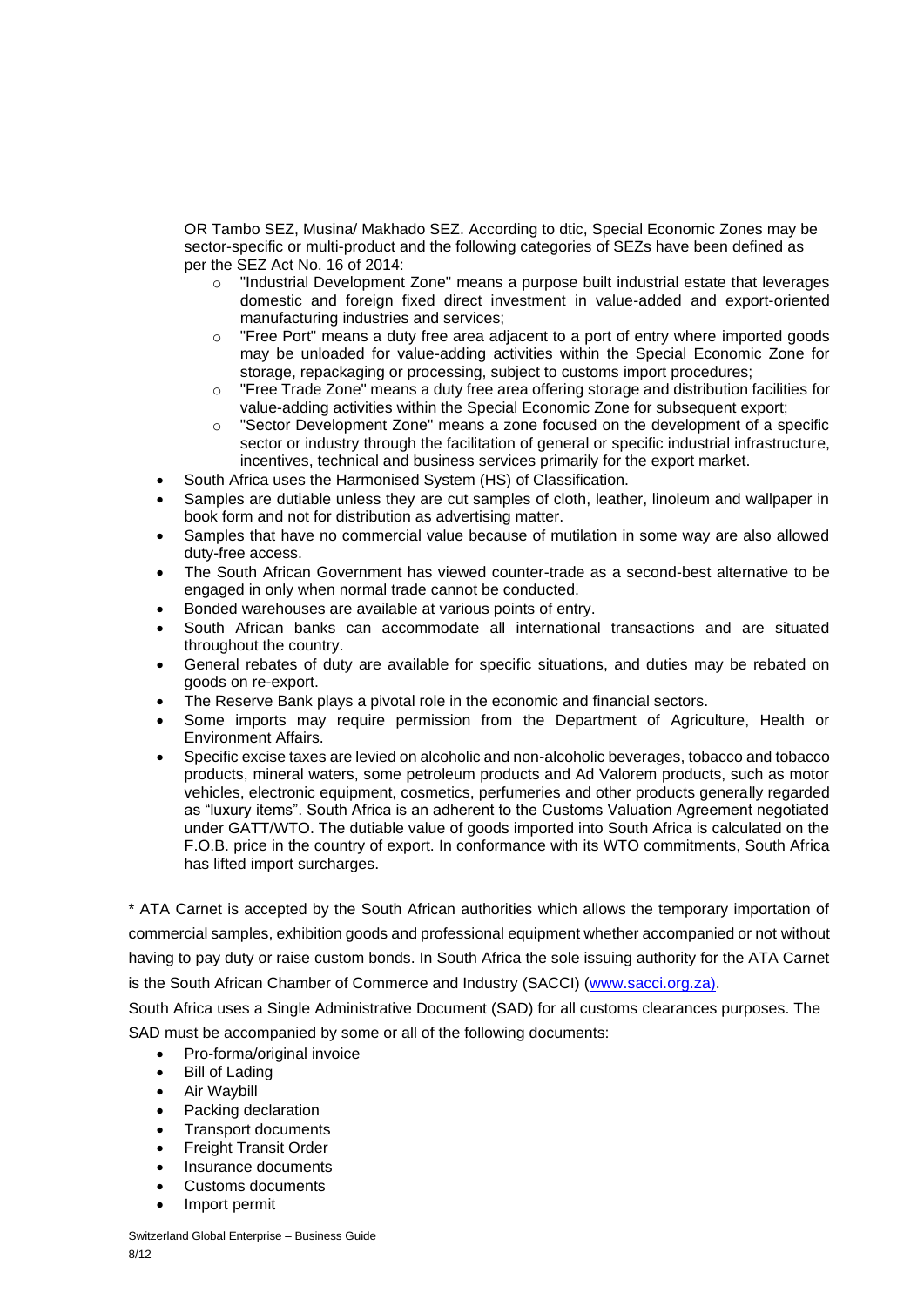OR Tambo SEZ, Musina/ Makhado SEZ. According to dtic, Special Economic Zones may be sector-specific or multi-product and the following categories of SEZs have been defined as per the SEZ Act No. 16 of 2014:

  - "Industrial Development Zone" means a purpose built industrial estate that leverages domestic and foreign fixed direct investment in value-added and export-oriented manufacturing industries and services;
  - "Free Port" means a duty free area adjacent to a port of entry where imported goods may be unloaded for value-adding activities within the Special Economic Zone for storage, repackaging or processing, subject to customs import procedures;
  - "Free Trade Zone" means a duty free area offering storage and distribution facilities for value-adding activities within the Special Economic Zone for subsequent export;
  - "Sector Development Zone" means a zone focused on the development of a specific sector or industry through the facilitation of general or specific industrial infrastructure, incentives, technical and business services primarily for the export market.

- South Africa uses the Harmonised System (HS) of Classification.
- Samples are dutiable unless they are cut samples of cloth, leather, linoleum and wallpaper in book form and not for distribution as advertising matter.
- Samples that have no commercial value because of mutilation in some way are also allowed duty-free access.
- The South African Government has viewed counter-trade as a second-best alternative to be engaged in only when normal trade cannot be conducted.
- Bonded warehouses are available at various points of entry.
- South African banks can accommodate all international transactions and are situated throughout the country.
- General rebates of duty are available for specific situations, and duties may be rebated on goods on re-export.
- The Reserve Bank plays a pivotal role in the economic and financial sectors.
- Some imports may require permission from the Department of Agriculture, Health or Environment Affairs.
- Specific excise taxes are levied on alcoholic and non-alcoholic beverages, tobacco and tobacco products, mineral waters, some petroleum products and Ad Valorem products, such as motor vehicles, electronic equipment, cosmetics, perfumeries and other products generally regarded as "luxury items". South Africa is an adherent to the Customs Valuation Agreement negotiated under GATT/WTO. The dutiable value of goods imported into South Africa is calculated on the F.O.B. price in the country of export. In conformance with its WTO commitments, South Africa has lifted import surcharges.

* ATA Carnet is accepted by the South African authorities which allows the temporary importation of commercial samples, exhibition goods and professional equipment whether accompanied or not without having to pay duty or raise custom bonds. In South Africa the sole issuing authority for the ATA Carnet is the South African Chamber of Commerce and Industry (SACCI) (www.sacci.org.za).

South Africa uses a Single Administrative Document (SAD) for all customs clearances purposes. The SAD must be accompanied by some or all of the following documents:

- Pro-forma/original invoice
- Bill of Lading
- Air Waybill
- Packing declaration
- Transport documents
- Freight Transit Order
- Insurance documents
- Customs documents
- Import permit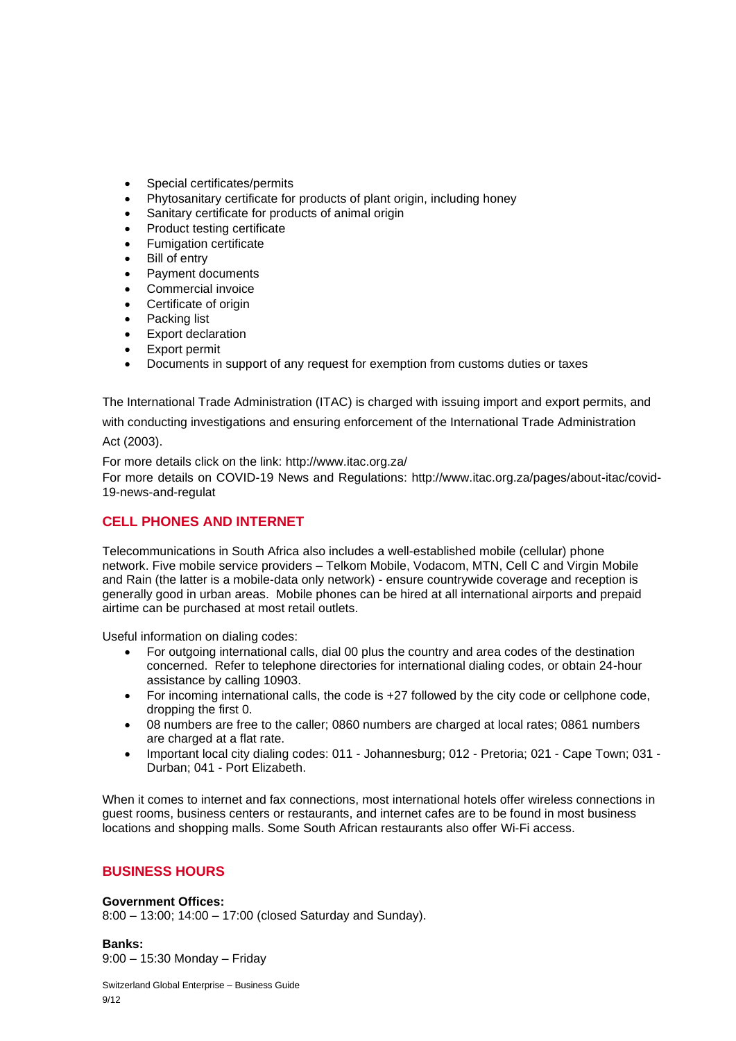- Special certificates/permits
- Phytosanitary certificate for products of plant origin, including honey
- Sanitary certificate for products of animal origin
- Product testing certificate
- Fumigation certificate
- Bill of entry
- Payment documents
- Commercial invoice
- Certificate of origin
- Packing list
- Export declaration
- Export permit
- Documents in support of any request for exemption from customs duties or taxes

The International Trade Administration (ITAC) is charged with issuing import and export permits, and with conducting investigations and ensuring enforcement of the International Trade Administration Act (2003).

For more details click on the link: http://www.itac.org.za/
For more details on COVID-19 News and Regulations: http://www.itac.org.za/pages/about-itac/covid-19-news-and-regulat

## CELL PHONES AND INTERNET

Telecommunications in South Africa also includes a well-established mobile (cellular) phone network. Five mobile service providers – Telkom Mobile, Vodacom, MTN, Cell C and Virgin Mobile and Rain (the latter is a mobile-data only network) - ensure countrywide coverage and reception is generally good in urban areas. Mobile phones can be hired at all international airports and prepaid airtime can be purchased at most retail outlets.

Useful information on dialing codes:

- For outgoing international calls, dial 00 plus the country and area codes of the destination concerned. Refer to telephone directories for international dialing codes, or obtain 24-hour assistance by calling 10903.
- For incoming international calls, the code is +27 followed by the city code or cellphone code, dropping the first 0.
- 08 numbers are free to the caller; 0860 numbers are charged at local rates; 0861 numbers are charged at a flat rate.
- Important local city dialing codes: 011 - Johannesburg; 012 - Pretoria; 021 - Cape Town; 031 - Durban; 041 - Port Elizabeth.

When it comes to internet and fax connections, most international hotels offer wireless connections in guest rooms, business centers or restaurants, and internet cafes are to be found in most business locations and shopping malls. Some South African restaurants also offer Wi-Fi access.

## BUSINESS HOURS

**Government Offices:**
8:00 – 13:00; 14:00 – 17:00 (closed Saturday and Sunday).

**Banks:**
9:00 – 15:30 Monday – Friday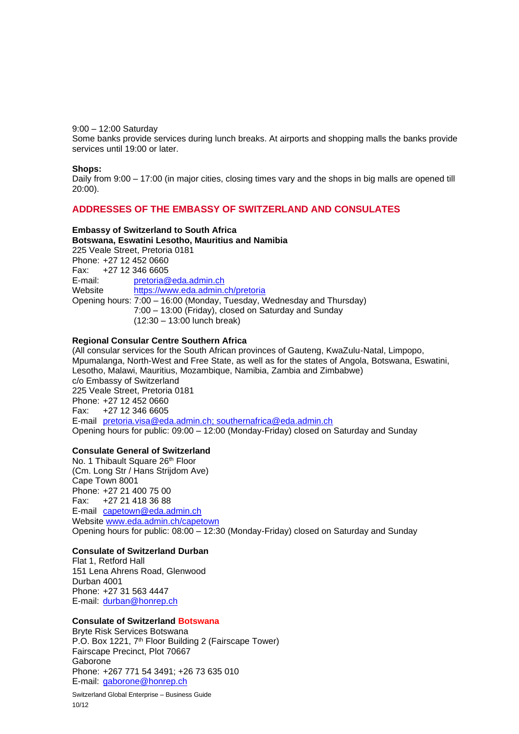9:00 – 12:00 Saturday
Some banks provide services during lunch breaks. At airports and shopping malls the banks provide services until 19:00 or later.

**Shops:**
Daily from 9:00 – 17:00 (in major cities, closing times vary and the shops in big malls are opened till 20:00).

## ADDRESSES OF THE EMBASSY OF SWITZERLAND AND CONSULATES

**Embassy of Switzerland to South Africa**
**Botswana, Eswatini Lesotho, Mauritius and Namibia**
225 Veale Street, Pretoria 0181
Phone: +27 12 452 0660
Fax: +27 12 346 6605
E-mail: pretoria@eda.admin.ch
Website https://www.eda.admin.ch/pretoria
Opening hours: 7:00 – 16:00 (Monday, Tuesday, Wednesday and Thursday)
7:00 – 13:00 (Friday), closed on Saturday and Sunday
(12:30 – 13:00 lunch break)

**Regional Consular Centre Southern Africa**
(All consular services for the South African provinces of Gauteng, KwaZulu-Natal, Limpopo, Mpumalanga, North-West and Free State, as well as for the states of Angola, Botswana, Eswatini, Lesotho, Malawi, Mauritius, Mozambique, Namibia, Zambia and Zimbabwe)
c/o Embassy of Switzerland
225 Veale Street, Pretoria 0181
Phone: +27 12 452 0660
Fax: +27 12 346 6605
E-mail pretoria.visa@eda.admin.ch; southernafrica@eda.admin.ch
Opening hours for public: 09:00 – 12:00 (Monday-Friday) closed on Saturday and Sunday

**Consulate General of Switzerland**
No. 1 Thibault Square 26th Floor
(Cm. Long Str / Hans Strijdom Ave)
Cape Town 8001
Phone: +27 21 400 75 00
Fax: +27 21 418 36 88
E-mail capetown@eda.admin.ch
Website www.eda.admin.ch/capetown
Opening hours for public: 08:00 – 12:30 (Monday-Friday) closed on Saturday and Sunday

**Consulate of Switzerland Durban**
Flat 1, Retford Hall
151 Lena Ahrens Road, Glenwood
Durban 4001
Phone: +27 31 563 4447
E-mail: durban@honrep.ch

**Consulate of Switzerland Botswana**
Bryte Risk Services Botswana
P.O. Box 1221, 7th Floor Building 2 (Fairscape Tower)
Fairscape Precinct, Plot 70667
Gaborone
Phone: +267 771 54 3491; +26 73 635 010
E-mail: gaborone@honrep.ch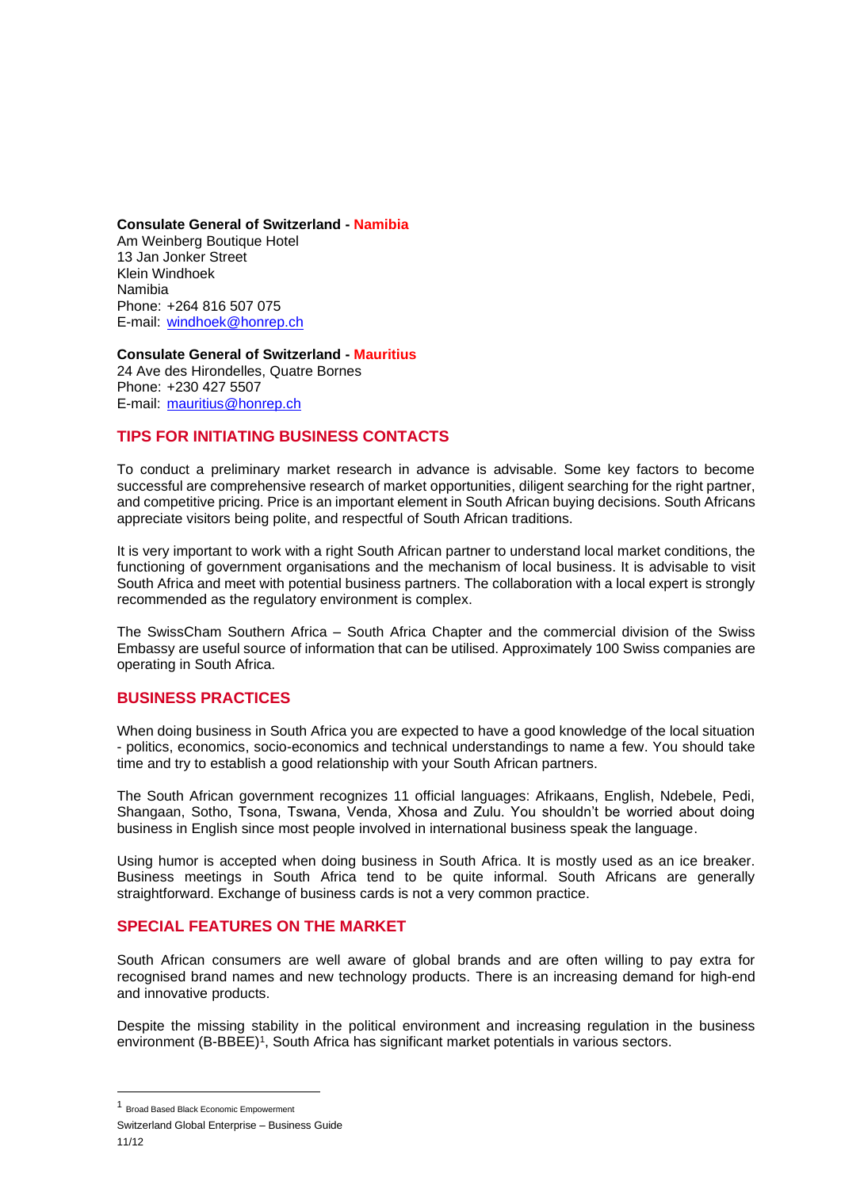**Consulate General of Switzerland - Namibia**
Am Weinberg Boutique Hotel
13 Jan Jonker Street
Klein Windhoek
Namibia
Phone: +264 816 507 075
E-mail: windhoek@honrep.ch

**Consulate General of Switzerland - Mauritius**
24 Ave des Hirondelles, Quatre Bornes
Phone: +230 427 5507
E-mail: mauritius@honrep.ch

## TIPS FOR INITIATING BUSINESS CONTACTS

To conduct a preliminary market research in advance is advisable. Some key factors to become successful are comprehensive research of market opportunities, diligent searching for the right partner, and competitive pricing. Price is an important element in South African buying decisions. South Africans appreciate visitors being polite, and respectful of South African traditions.

It is very important to work with a right South African partner to understand local market conditions, the functioning of government organisations and the mechanism of local business. It is advisable to visit South Africa and meet with potential business partners. The collaboration with a local expert is strongly recommended as the regulatory environment is complex.

The SwissCham Southern Africa – South Africa Chapter and the commercial division of the Swiss Embassy are useful source of information that can be utilised. Approximately 100 Swiss companies are operating in South Africa.

## BUSINESS PRACTICES

When doing business in South Africa you are expected to have a good knowledge of the local situation - politics, economics, socio-economics and technical understandings to name a few. You should take time and try to establish a good relationship with your South African partners.

The South African government recognizes 11 official languages: Afrikaans, English, Ndebele, Pedi, Shangaan, Sotho, Tsona, Tswana, Venda, Xhosa and Zulu. You shouldn't be worried about doing business in English since most people involved in international business speak the language.

Using humor is accepted when doing business in South Africa. It is mostly used as an ice breaker. Business meetings in South Africa tend to be quite informal. South Africans are generally straightforward. Exchange of business cards is not a very common practice.

## SPECIAL FEATURES ON THE MARKET

South African consumers are well aware of global brands and are often willing to pay extra for recognised brand names and new technology products. There is an increasing demand for high-end and innovative products.

Despite the missing stability in the political environment and increasing regulation in the business environment (B-BBEE)[1], South Africa has significant market potentials in various sectors.

---

[1] Broad Based Black Economic Empowerment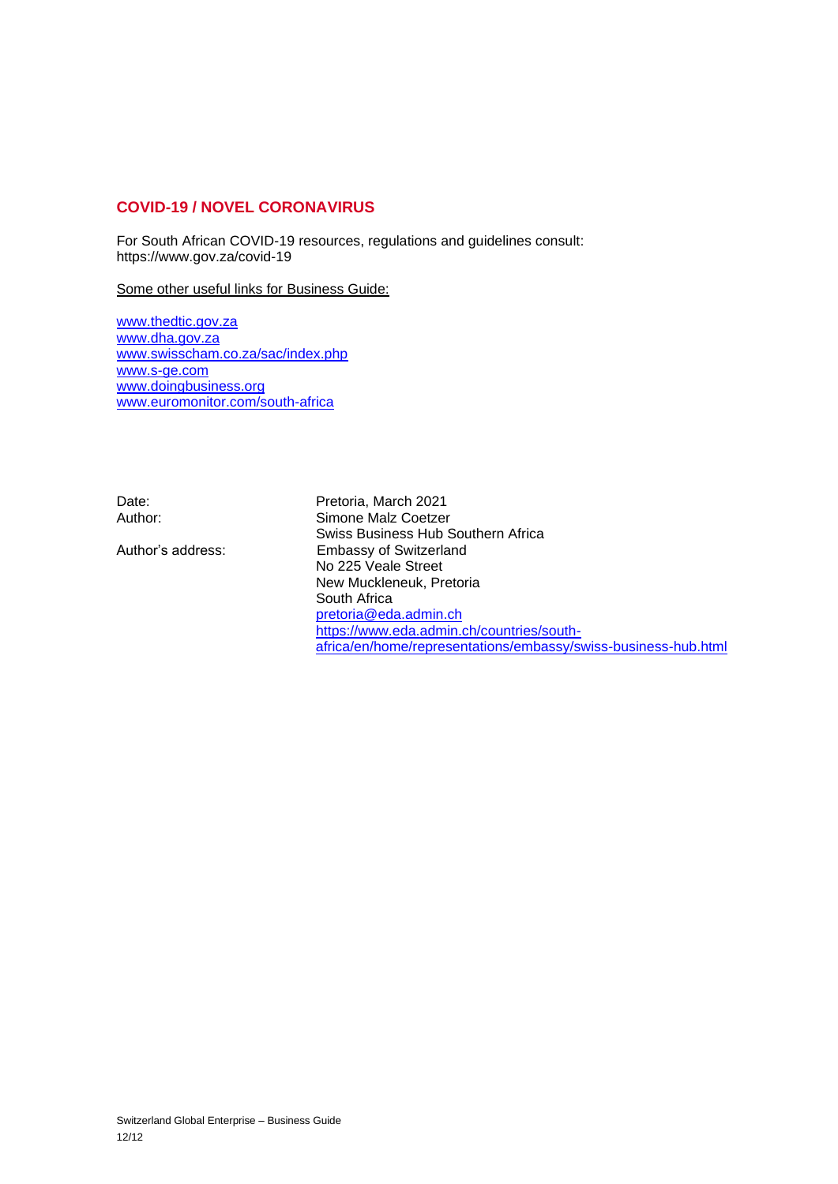## COVID-19 / NOVEL CORONAVIRUS

For South African COVID-19 resources, regulations and guidelines consult:
https://www.gov.za/covid-19

<u>Some other useful links for Business Guide:</u>

www.thedtic.gov.za
www.dha.gov.za
www.swisscham.co.za/sac/index.php
www.s-ge.com
www.doingbusiness.org
www.euromonitor.com/south-africa

| | |
|---|---|
| Date: | Pretoria, March 2021 |
| Author: | Simone Malz Coetzer<br>Swiss Business Hub Southern Africa |
| Author's address: | Embassy of Switzerland<br>No 225 Veale Street<br>New Muckleneuk, Pretoria<br>South Africa<br>pretoria@eda.admin.ch<br>https://www.eda.admin.ch/countries/south-africa/en/home/representations/embassy/swiss-business-hub.html |